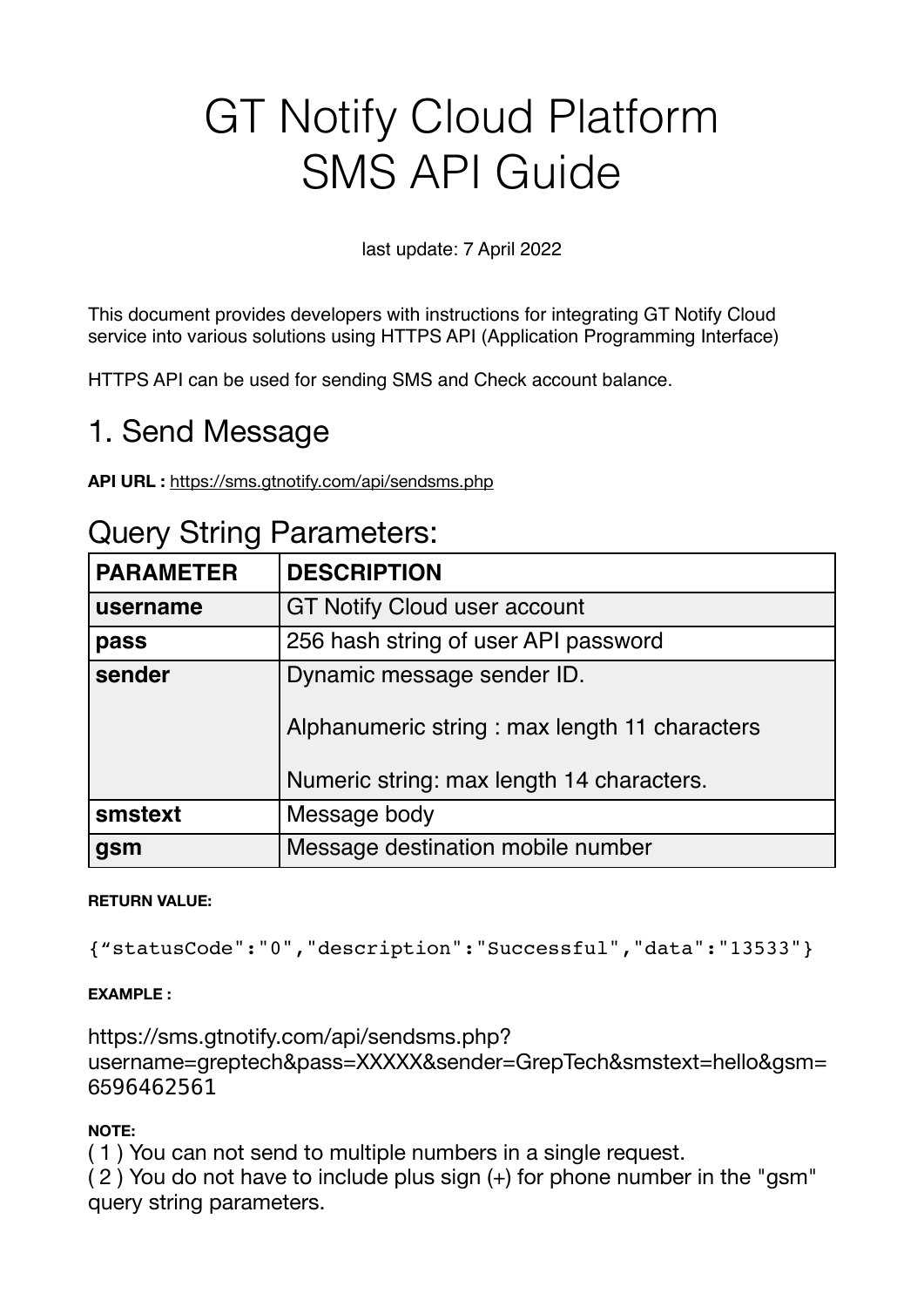# GT Notify Cloud Platform SMS API Guide

last update: 7 April 2022

This document provides developers with instructions for integrating GT Notify Cloud service into various solutions using HTTPS API (Application Programming Interface)

HTTPS API can be used for sending SMS and Check account balance.

## 1. Send Message

**API URL :** https://sms.gtnotify.com/api/sendsms.php

## Query String Parameters:

| PARAMETER | DESCRIPTION |
|---|---|
| **username** | GT Notify Cloud user account |
| **pass** | 256 hash string of user API password |
| **sender** | Dynamic message sender ID.<br><br>Alphanumeric string : max length 11 characters<br><br>Numeric string: max length 14 characters. |
| **smstext** | Message body |
| **gsm** | Message destination mobile number |

**RETURN VALUE:**

```
{“statusCode":"0","description":"Successful","data":"13533"}
```

**EXAMPLE :**

https://sms.gtnotify.com/api/sendsms.php?username=greptech&pass=XXXXX&sender=GrepTech&smstext=hello&gsm=6596462561

**NOTE:**

( 1 ) You can not send to multiple numbers in a single request.

( 2 ) You do not have to include plus sign (+) for phone number in the "gsm" query string parameters.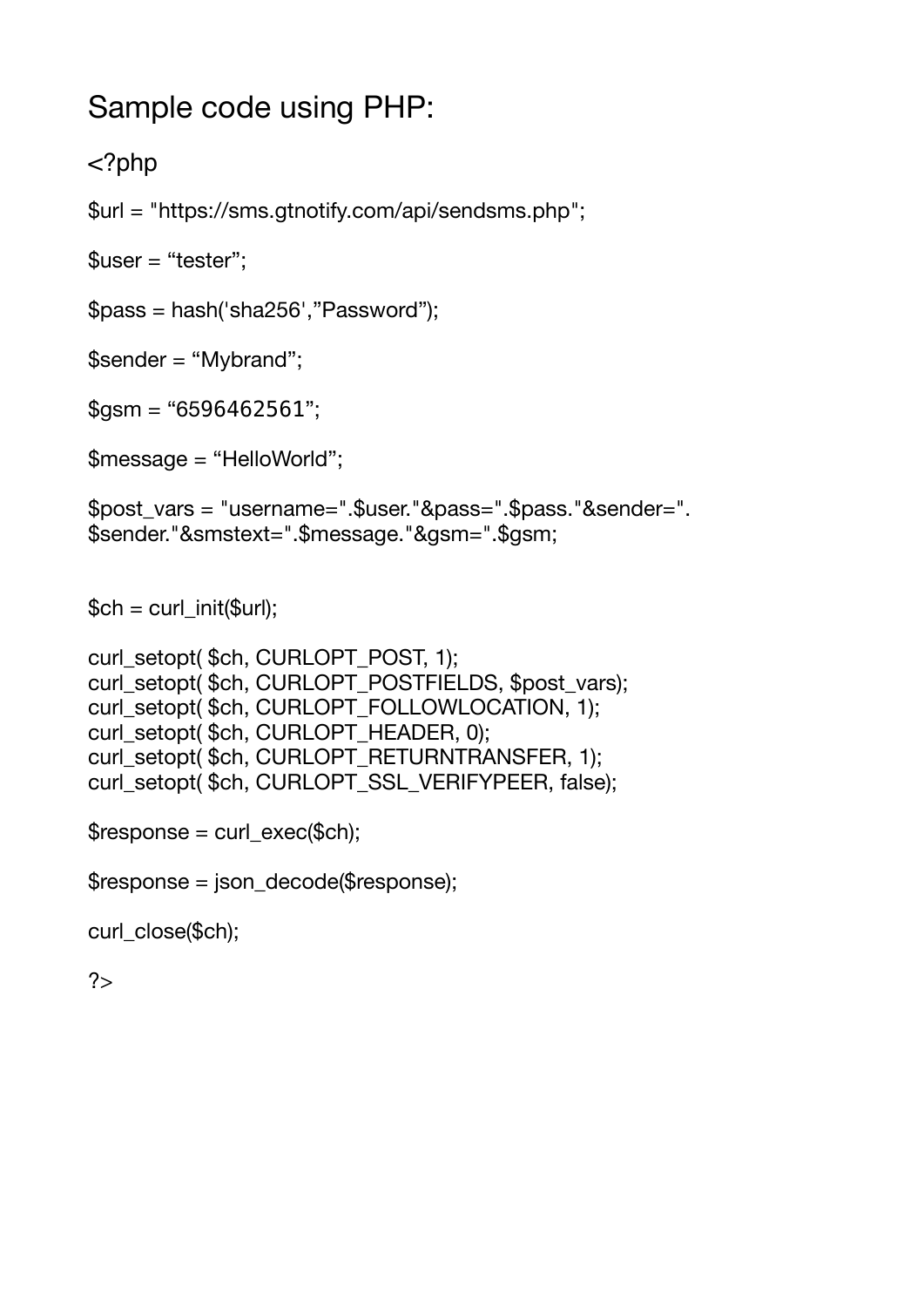# Sample code using PHP:

```
<?php

$url = "https://sms.gtnotify.com/api/sendsms.php";

$user = “tester”;

$pass = hash('sha256',”Password”);

$sender = “Mybrand”;

$gsm = “6596462561”;

$message = “HelloWorld”;

$post_vars = "username=".$user."&pass=".$pass."&sender=".
$sender."&smstext=".$message."&gsm=".$gsm;


$ch = curl_init($url);

curl_setopt( $ch, CURLOPT_POST, 1);
curl_setopt( $ch, CURLOPT_POSTFIELDS, $post_vars);
curl_setopt( $ch, CURLOPT_FOLLOWLOCATION, 1);
curl_setopt( $ch, CURLOPT_HEADER, 0);
curl_setopt( $ch, CURLOPT_RETURNTRANSFER, 1);
curl_setopt( $ch, CURLOPT_SSL_VERIFYPEER, false);

$response = curl_exec($ch);

$response = json_decode($response);

curl_close($ch);

?>
```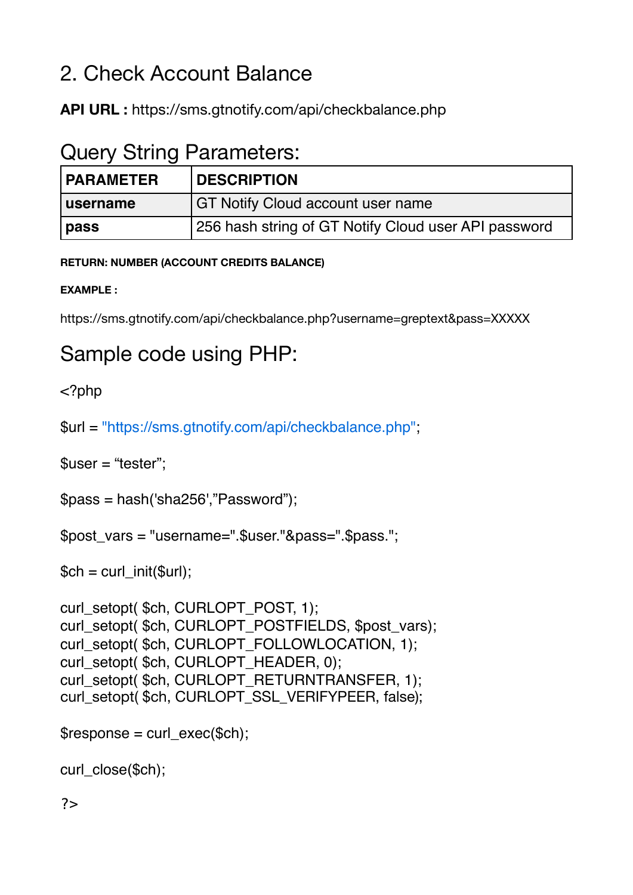## 2. Check Account Balance

**API URL :** https://sms.gtnotify.com/api/checkbalance.php

### Query String Parameters:

| PARAMETER | DESCRIPTION |
|---|---|
| **username** | GT Notify Cloud account user name |
| **pass** | 256 hash string of GT Notify Cloud user API password |

**RETURN: NUMBER (ACCOUNT CREDITS BALANCE)**

**EXAMPLE :**

https://sms.gtnotify.com/api/checkbalance.php?username=greptext&pass=XXXXX

### Sample code using PHP:

```
<?php

$url = "https://sms.gtnotify.com/api/checkbalance.php";

$user = “tester”;

$pass = hash('sha256',”Password”);

$post_vars = "username=".$user."&pass=".$pass.";

$ch = curl_init($url);

curl_setopt( $ch, CURLOPT_POST, 1);
curl_setopt( $ch, CURLOPT_POSTFIELDS, $post_vars);
curl_setopt( $ch, CURLOPT_FOLLOWLOCATION, 1);
curl_setopt( $ch, CURLOPT_HEADER, 0);
curl_setopt( $ch, CURLOPT_RETURNTRANSFER, 1);
curl_setopt( $ch, CURLOPT_SSL_VERIFYPEER, false);

$response = curl_exec($ch);

curl_close($ch);

?>
```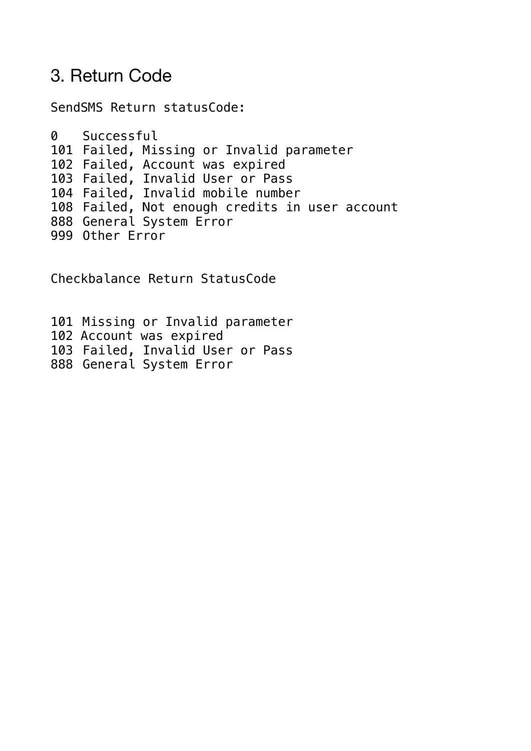## 3. Return Code

SendSMS Return statusCode:

```
0   Successful
101 Failed, Missing or Invalid parameter
102 Failed, Account was expired
103 Failed, Invalid User or Pass
104 Failed, Invalid mobile number
108 Failed, Not enough credits in user account
888 General System Error
999 Other Error
```

Checkbalance Return StatusCode

```
101 Missing or Invalid parameter
102 Account was expired
103 Failed, Invalid User or Pass
888 General System Error
```